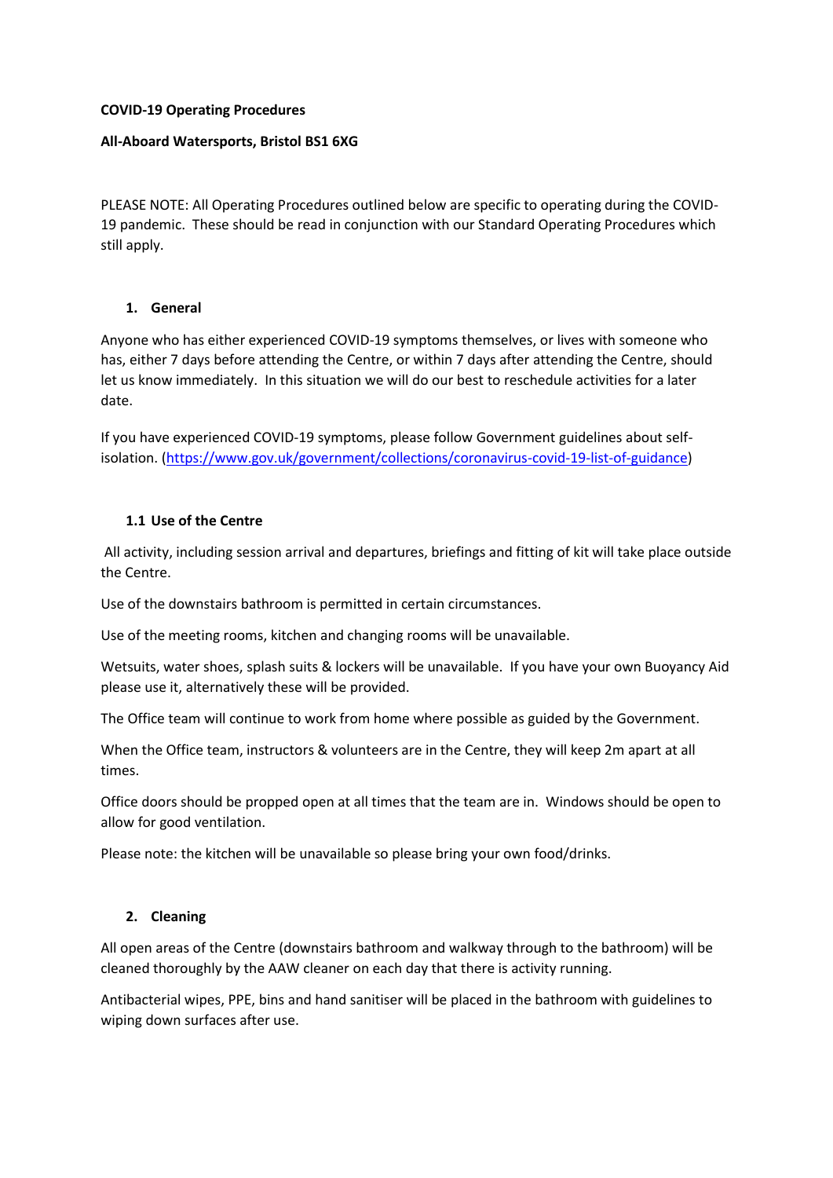**COVID-19 Operating Procedures**

**All-Aboard Watersports, Bristol BS1 6XG**

PLEASE NOTE: All Operating Procedures outlined below are specific to operating during the COVID-19 pandemic. These should be read in conjunction with our Standard Operating Procedures which still apply.

## 1. General

Anyone who has either experienced COVID-19 symptoms themselves, or lives with someone who has, either 7 days before attending the Centre, or within 7 days after attending the Centre, should let us know immediately. In this situation we will do our best to reschedule activities for a later date.

If you have experienced COVID-19 symptoms, please follow Government guidelines about self-isolation. ([https://www.gov.uk/government/collections/coronavirus-covid-19-list-of-guidance](https://www.gov.uk/government/collections/coronavirus-covid-19-list-of-guidance))

### 1.1 Use of the Centre

All activity, including session arrival and departures, briefings and fitting of kit will take place outside the Centre.

Use of the downstairs bathroom is permitted in certain circumstances.

Use of the meeting rooms, kitchen and changing rooms will be unavailable.

Wetsuits, water shoes, splash suits & lockers will be unavailable. If you have your own Buoyancy Aid please use it, alternatively these will be provided.

The Office team will continue to work from home where possible as guided by the Government.

When the Office team, instructors & volunteers are in the Centre, they will keep 2m apart at all times.

Office doors should be propped open at all times that the team are in. Windows should be open to allow for good ventilation.

Please note: the kitchen will be unavailable so please bring your own food/drinks.

## 2. Cleaning

All open areas of the Centre (downstairs bathroom and walkway through to the bathroom) will be cleaned thoroughly by the AAW cleaner on each day that there is activity running.

Antibacterial wipes, PPE, bins and hand sanitiser will be placed in the bathroom with guidelines to wiping down surfaces after use.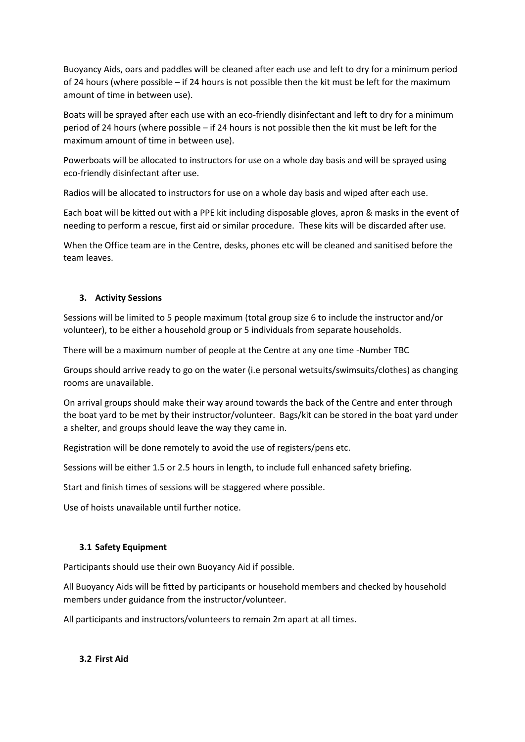Buoyancy Aids, oars and paddles will be cleaned after each use and left to dry for a minimum period of 24 hours (where possible – if 24 hours is not possible then the kit must be left for the maximum amount of time in between use).

Boats will be sprayed after each use with an eco-friendly disinfectant and left to dry for a minimum period of 24 hours (where possible – if 24 hours is not possible then the kit must be left for the maximum amount of time in between use).

Powerboats will be allocated to instructors for use on a whole day basis and will be sprayed using eco-friendly disinfectant after use.

Radios will be allocated to instructors for use on a whole day basis and wiped after each use.

Each boat will be kitted out with a PPE kit including disposable gloves, apron & masks in the event of needing to perform a rescue, first aid or similar procedure. These kits will be discarded after use.

When the Office team are in the Centre, desks, phones etc will be cleaned and sanitised before the team leaves.

## 3. Activity Sessions

Sessions will be limited to 5 people maximum (total group size 6 to include the instructor and/or volunteer), to be either a household group or 5 individuals from separate households.

There will be a maximum number of people at the Centre at any one time -Number TBC

Groups should arrive ready to go on the water (i.e personal wetsuits/swimsuits/clothes) as changing rooms are unavailable.

On arrival groups should make their way around towards the back of the Centre and enter through the boat yard to be met by their instructor/volunteer. Bags/kit can be stored in the boat yard under a shelter, and groups should leave the way they came in.

Registration will be done remotely to avoid the use of registers/pens etc.

Sessions will be either 1.5 or 2.5 hours in length, to include full enhanced safety briefing.

Start and finish times of sessions will be staggered where possible.

Use of hoists unavailable until further notice.

### 3.1 Safety Equipment

Participants should use their own Buoyancy Aid if possible.

All Buoyancy Aids will be fitted by participants or household members and checked by household members under guidance from the instructor/volunteer.

All participants and instructors/volunteers to remain 2m apart at all times.

### 3.2 First Aid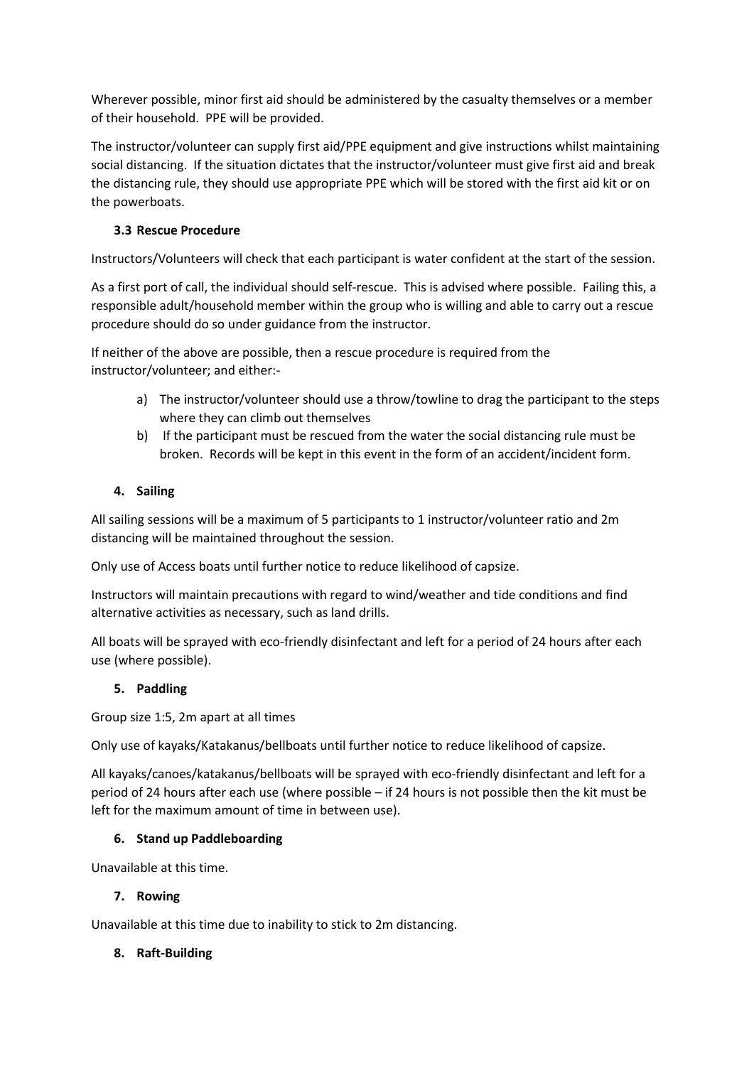Wherever possible, minor first aid should be administered by the casualty themselves or a member of their household. PPE will be provided.

The instructor/volunteer can supply first aid/PPE equipment and give instructions whilst maintaining social distancing. If the situation dictates that the instructor/volunteer must give first aid and break the distancing rule, they should use appropriate PPE which will be stored with the first aid kit or on the powerboats.

### 3.3 Rescue Procedure

Instructors/Volunteers will check that each participant is water confident at the start of the session.

As a first port of call, the individual should self-rescue. This is advised where possible. Failing this, a responsible adult/household member within the group who is willing and able to carry out a rescue procedure should do so under guidance from the instructor.

If neither of the above are possible, then a rescue procedure is required from the instructor/volunteer; and either:-

a) The instructor/volunteer should use a throw/towline to drag the participant to the steps where they can climb out themselves
b) If the participant must be rescued from the water the social distancing rule must be broken. Records will be kept in this event in the form of an accident/incident form.

## 4. Sailing

All sailing sessions will be a maximum of 5 participants to 1 instructor/volunteer ratio and 2m distancing will be maintained throughout the session.

Only use of Access boats until further notice to reduce likelihood of capsize.

Instructors will maintain precautions with regard to wind/weather and tide conditions and find alternative activities as necessary, such as land drills.

All boats will be sprayed with eco-friendly disinfectant and left for a period of 24 hours after each use (where possible).

## 5. Paddling

Group size 1:5, 2m apart at all times

Only use of kayaks/Katakanus/bellboats until further notice to reduce likelihood of capsize.

All kayaks/canoes/katakanus/bellboats will be sprayed with eco-friendly disinfectant and left for a period of 24 hours after each use (where possible – if 24 hours is not possible then the kit must be left for the maximum amount of time in between use).

## 6. Stand up Paddleboarding

Unavailable at this time.

## 7. Rowing

Unavailable at this time due to inability to stick to 2m distancing.

## 8. Raft-Building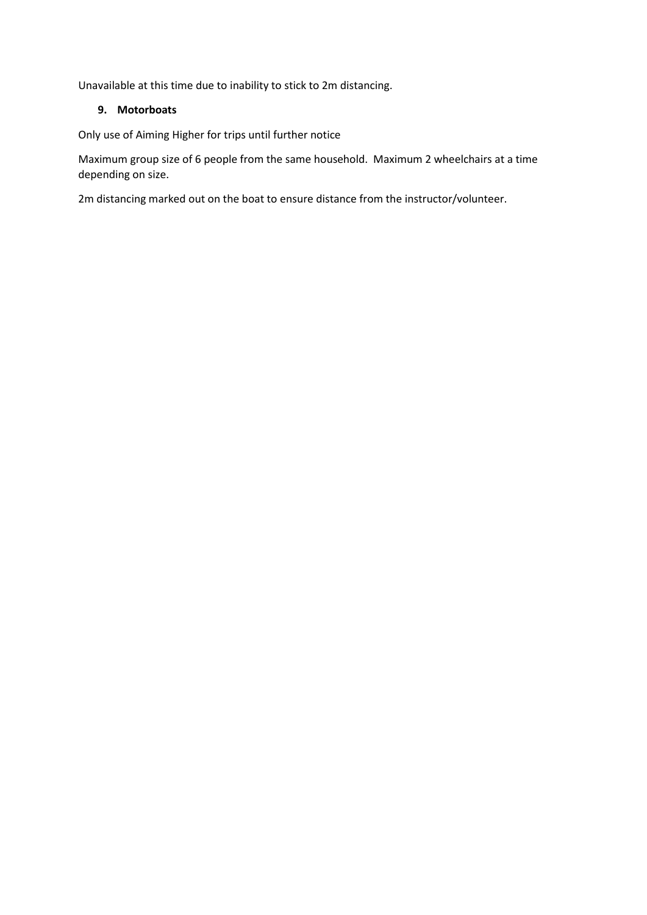Unavailable at this time due to inability to stick to 2m distancing.

9. **Motorboats**

Only use of Aiming Higher for trips until further notice

Maximum group size of 6 people from the same household. Maximum 2 wheelchairs at a time depending on size.

2m distancing marked out on the boat to ensure distance from the instructor/volunteer.